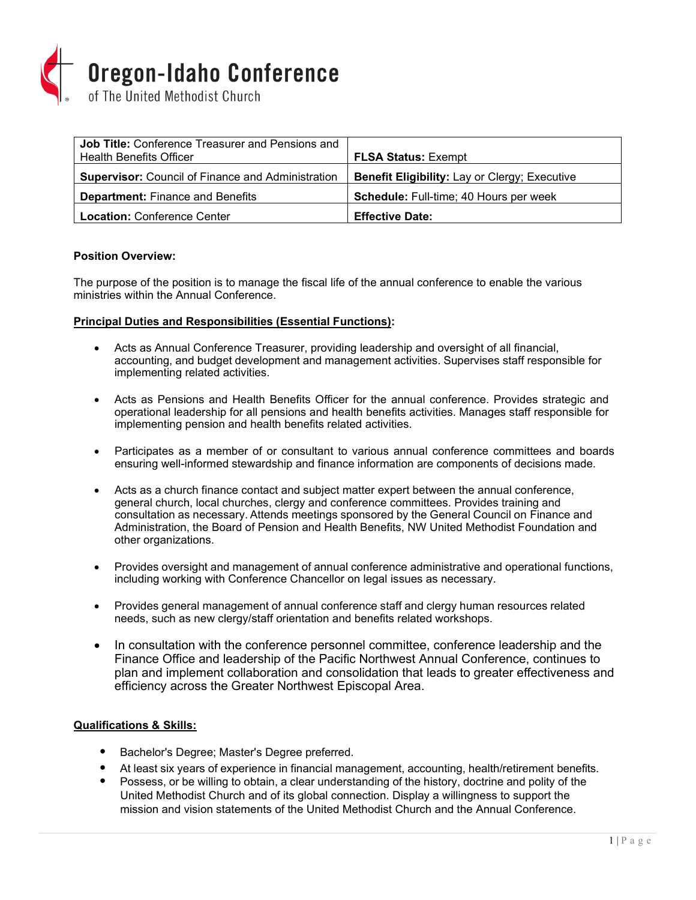# Oregon-Idaho Conference

of The United Methodist Church

| | |
|---|---|
| **Job Title:** Conference Treasurer and Pensions and Health Benefits Officer | **FLSA Status:** Exempt |
| **Supervisor:** Council of Finance and Administration | **Benefit Eligibility:** Lay or Clergy; Executive |
| **Department:** Finance and Benefits | **Schedule:** Full-time; 40 Hours per week |
| **Location:** Conference Center | **Effective Date:** |

**Position Overview:**

The purpose of the position is to manage the fiscal life of the annual conference to enable the various ministries within the Annual Conference.

**Principal Duties and Responsibilities (Essential Functions):**

- Acts as Annual Conference Treasurer, providing leadership and oversight of all financial, accounting, and budget development and management activities. Supervises staff responsible for implementing related activities.
- Acts as Pensions and Health Benefits Officer for the annual conference. Provides strategic and operational leadership for all pensions and health benefits activities. Manages staff responsible for implementing pension and health benefits related activities.
- Participates as a member of or consultant to various annual conference committees and boards ensuring well-informed stewardship and finance information are components of decisions made.
- Acts as a church finance contact and subject matter expert between the annual conference, general church, local churches, clergy and conference committees. Provides training and consultation as necessary. Attends meetings sponsored by the General Council on Finance and Administration, the Board of Pension and Health Benefits, NW United Methodist Foundation and other organizations.
- Provides oversight and management of annual conference administrative and operational functions, including working with Conference Chancellor on legal issues as necessary.
- Provides general management of annual conference staff and clergy human resources related needs, such as new clergy/staff orientation and benefits related workshops.
- In consultation with the conference personnel committee, conference leadership and the Finance Office and leadership of the Pacific Northwest Annual Conference, continues to plan and implement collaboration and consolidation that leads to greater effectiveness and efficiency across the Greater Northwest Episcopal Area.

**Qualifications & Skills:**

- Bachelor's Degree; Master's Degree preferred.
- At least six years of experience in financial management, accounting, health/retirement benefits.
- Possess, or be willing to obtain, a clear understanding of the history, doctrine and polity of the United Methodist Church and of its global connection. Display a willingness to support the mission and vision statements of the United Methodist Church and the Annual Conference.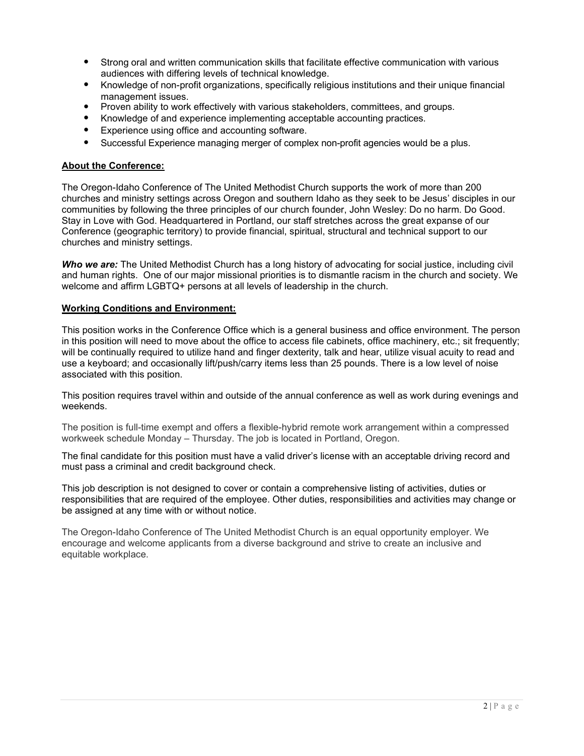- Strong oral and written communication skills that facilitate effective communication with various audiences with differing levels of technical knowledge.
- Knowledge of non-profit organizations, specifically religious institutions and their unique financial management issues.
- Proven ability to work effectively with various stakeholders, committees, and groups.
- Knowledge of and experience implementing acceptable accounting practices.
- Experience using office and accounting software.
- Successful Experience managing merger of complex non-profit agencies would be a plus.

**About the Conference:**

The Oregon-Idaho Conference of The United Methodist Church supports the work of more than 200 churches and ministry settings across Oregon and southern Idaho as they seek to be Jesus' disciples in our communities by following the three principles of our church founder, John Wesley: Do no harm. Do Good. Stay in Love with God. Headquartered in Portland, our staff stretches across the great expanse of our Conference (geographic territory) to provide financial, spiritual, structural and technical support to our churches and ministry settings.

***Who we are:*** The United Methodist Church has a long history of advocating for social justice, including civil and human rights. One of our major missional priorities is to dismantle racism in the church and society. We welcome and affirm LGBTQ+ persons at all levels of leadership in the church.

**Working Conditions and Environment:**

This position works in the Conference Office which is a general business and office environment. The person in this position will need to move about the office to access file cabinets, office machinery, etc.; sit frequently; will be continually required to utilize hand and finger dexterity, talk and hear, utilize visual acuity to read and use a keyboard; and occasionally lift/push/carry items less than 25 pounds. There is a low level of noise associated with this position.

This position requires travel within and outside of the annual conference as well as work during evenings and weekends.

The position is full-time exempt and offers a flexible-hybrid remote work arrangement within a compressed workweek schedule Monday – Thursday. The job is located in Portland, Oregon.

The final candidate for this position must have a valid driver's license with an acceptable driving record and must pass a criminal and credit background check.

This job description is not designed to cover or contain a comprehensive listing of activities, duties or responsibilities that are required of the employee. Other duties, responsibilities and activities may change or be assigned at any time with or without notice.

The Oregon-Idaho Conference of The United Methodist Church is an equal opportunity employer. We encourage and welcome applicants from a diverse background and strive to create an inclusive and equitable workplace.